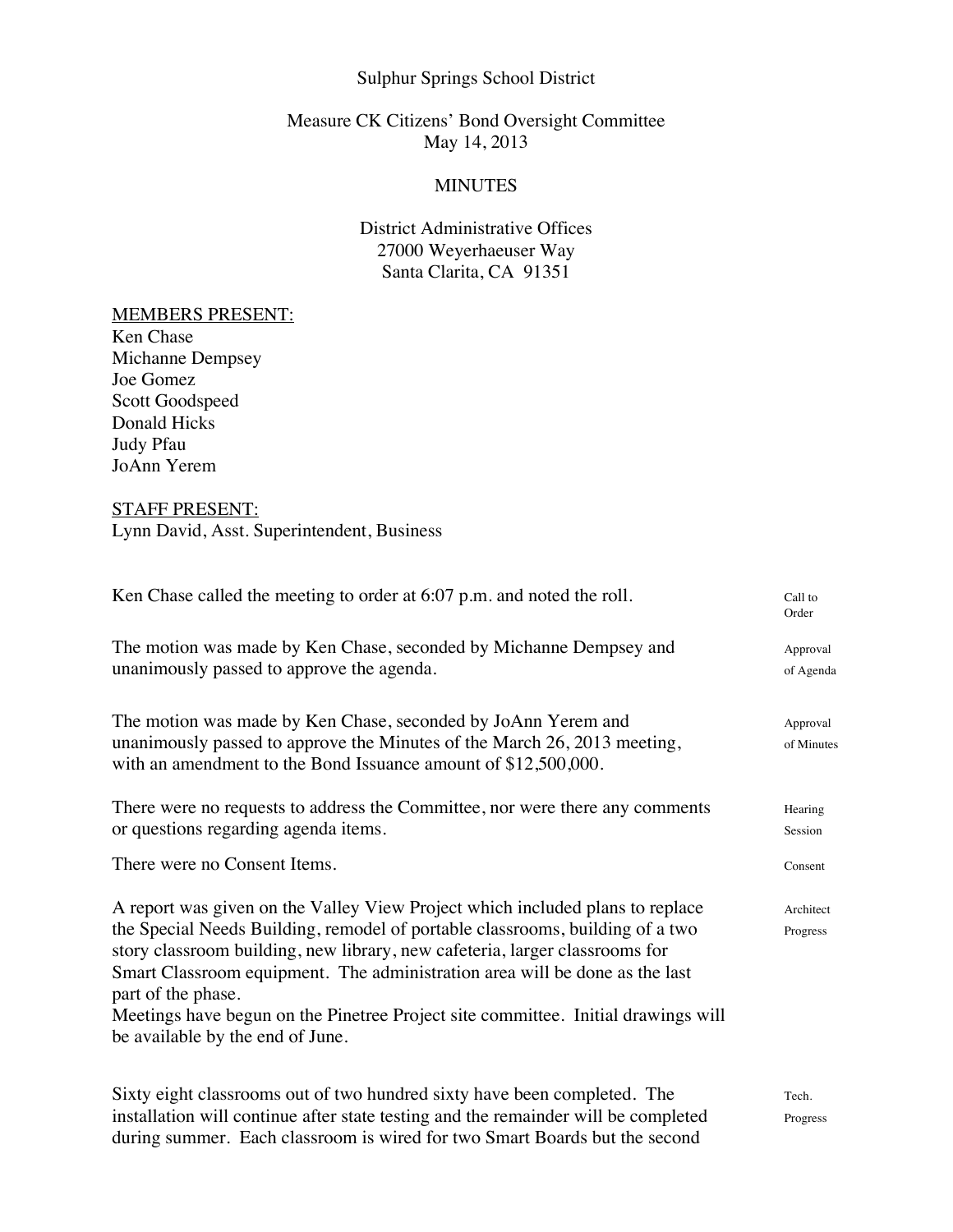Sulphur Springs School District

Measure CK Citizens' Bond Oversight Committee
May 14, 2013

MINUTES

District Administrative Offices
27000 Weyerhaeuser Way
Santa Clarita, CA 91351

MEMBERS PRESENT:
Ken Chase
Michanne Dempsey
Joe Gomez
Scott Goodspeed
Donald Hicks
Judy Pfau
JoAnn Yerem

STAFF PRESENT:
Lynn David, Asst. Superintendent, Business

| | |
|---|---|
| Ken Chase called the meeting to order at 6:07 p.m. and noted the roll. | Call to Order |
| The motion was made by Ken Chase, seconded by Michanne Dempsey and unanimously passed to approve the agenda. | Approval of Agenda |
| The motion was made by Ken Chase, seconded by JoAnn Yerem and unanimously passed to approve the Minutes of the March 26, 2013 meeting, with an amendment to the Bond Issuance amount of $12,500,000. | Approval of Minutes |
| There were no requests to address the Committee, nor were there any comments or questions regarding agenda items. | Hearing Session |
| There were no Consent Items. | Consent |
| A report was given on the Valley View Project which included plans to replace the Special Needs Building, remodel of portable classrooms, building of a two story classroom building, new library, new cafeteria, larger classrooms for Smart Classroom equipment. The administration area will be done as the last part of the phase. Meetings have begun on the Pinetree Project site committee. Initial drawings will be available by the end of June. | Architect Progress |
| Sixty eight classrooms out of two hundred sixty have been completed. The installation will continue after state testing and the remainder will be completed during summer. Each classroom is wired for two Smart Boards but the second | Tech. Progress |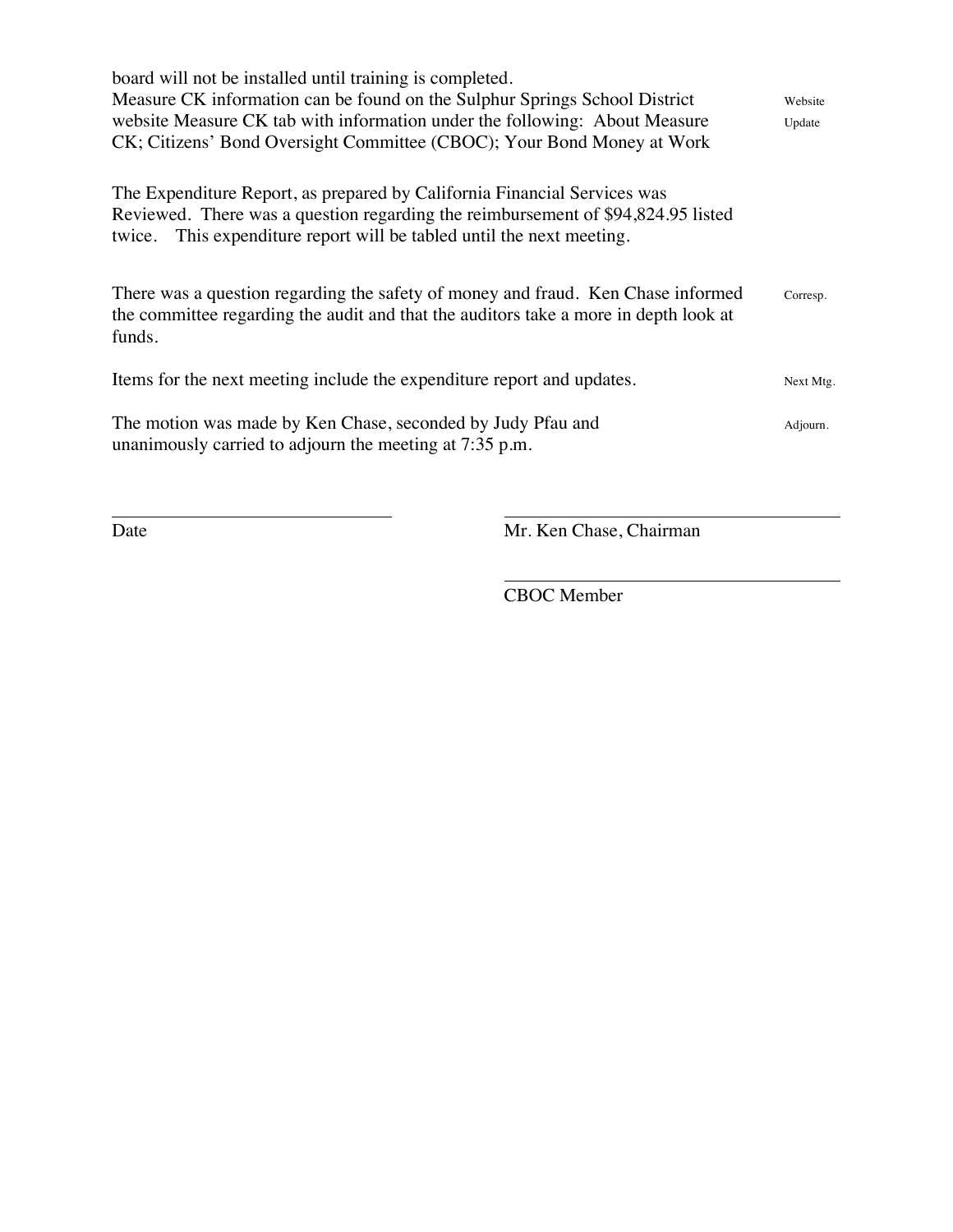board will not be installed until training is completed.

Measure CK information can be found on the Sulphur Springs School District website Measure CK tab with information under the following: About Measure CK; Citizens' Bond Oversight Committee (CBOC); Your Bond Money at Work — Website Update

The Expenditure Report, as prepared by California Financial Services was Reviewed. There was a question regarding the reimbursement of $94,824.95 listed twice. This expenditure report will be tabled until the next meeting.

There was a question regarding the safety of money and fraud. Ken Chase informed the committee regarding the audit and that the auditors take a more in depth look at funds. — Corresp.

Items for the next meeting include the expenditure report and updates. — Next Mtg.

The motion was made by Ken Chase, seconded by Judy Pfau and unanimously carried to adjourn the meeting at 7:35 p.m. — Adjourn.

\_\_\_\_\_\_\_\_\_\_\_\_\_\_\_\_\_\_\_\_\_\_\_\_\_\_\_\_\_\_
Date

\_\_\_\_\_\_\_\_\_\_\_\_\_\_\_\_\_\_\_\_\_\_\_\_\_\_\_\_\_\_
Mr. Ken Chase, Chairman

\_\_\_\_\_\_\_\_\_\_\_\_\_\_\_\_\_\_\_\_\_\_\_\_\_\_\_\_\_\_
CBOC Member